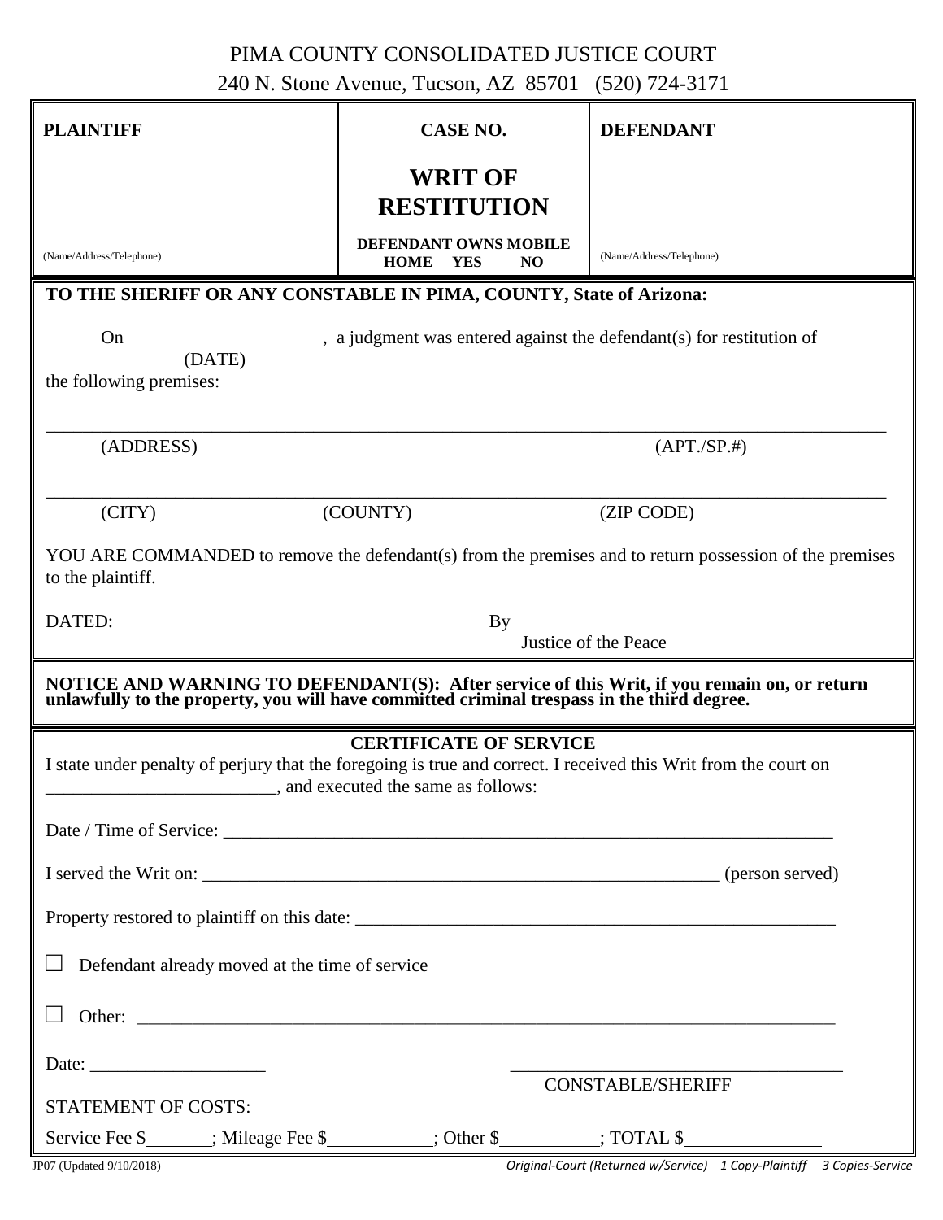PIMA COUNTY CONSOLIDATED JUSTICE COURT

240 N. Stone Avenue, Tucson, AZ 85701 (520) 724-3171

| **PLAINTIFF** | **CASE NO.** | **DEFENDANT** |
|---|---|---|
| | **WRIT OF RESTITUTION** | |
| (Name/Address/Telephone) | **DEFENDANT OWNS MOBILE HOME YES NO** | (Name/Address/Telephone) |

**TO THE SHERIFF OR ANY CONSTABLE IN PIMA, COUNTY, State of Arizona:**

On ____________________ (DATE), a judgment was entered against the defendant(s) for restitution of the following premises:

______________________________________________________________________

(ADDRESS) (APT./SP.#)

______________________________________________________________________

(CITY) (COUNTY) (ZIP CODE)

YOU ARE COMMANDED to remove the defendant(s) from the premises and to return possession of the premises to the plaintiff.

DATED:____________________ By________________________________________
Justice of the Peace

**NOTICE AND WARNING TO DEFENDANT(S): After service of this Writ, if you remain on, or return unlawfully to the property, you will have committed criminal trespass in the third degree.**

**CERTIFICATE OF SERVICE**

I state under penalty of perjury that the foregoing is true and correct. I received this Writ from the court on ________________________, and executed the same as follows:

Date / Time of Service: ______________________________________________________________

I served the Writ on: _______________________________________________________ (person served)

Property restored to plaintiff on this date: _______________________________________________

☐ Defendant already moved at the time of service

☐ Other: ________________________________________________________________________

Date: ___________________ ____________________________________
CONSTABLE/SHERIFF

STATEMENT OF COSTS:

Service Fee $_______; Mileage Fee $___________; Other $__________; TOTAL $_______________

JP07 (Updated 9/10/2018) *Original-Court (Returned w/Service) 1 Copy-Plaintiff 3 Copies-Service*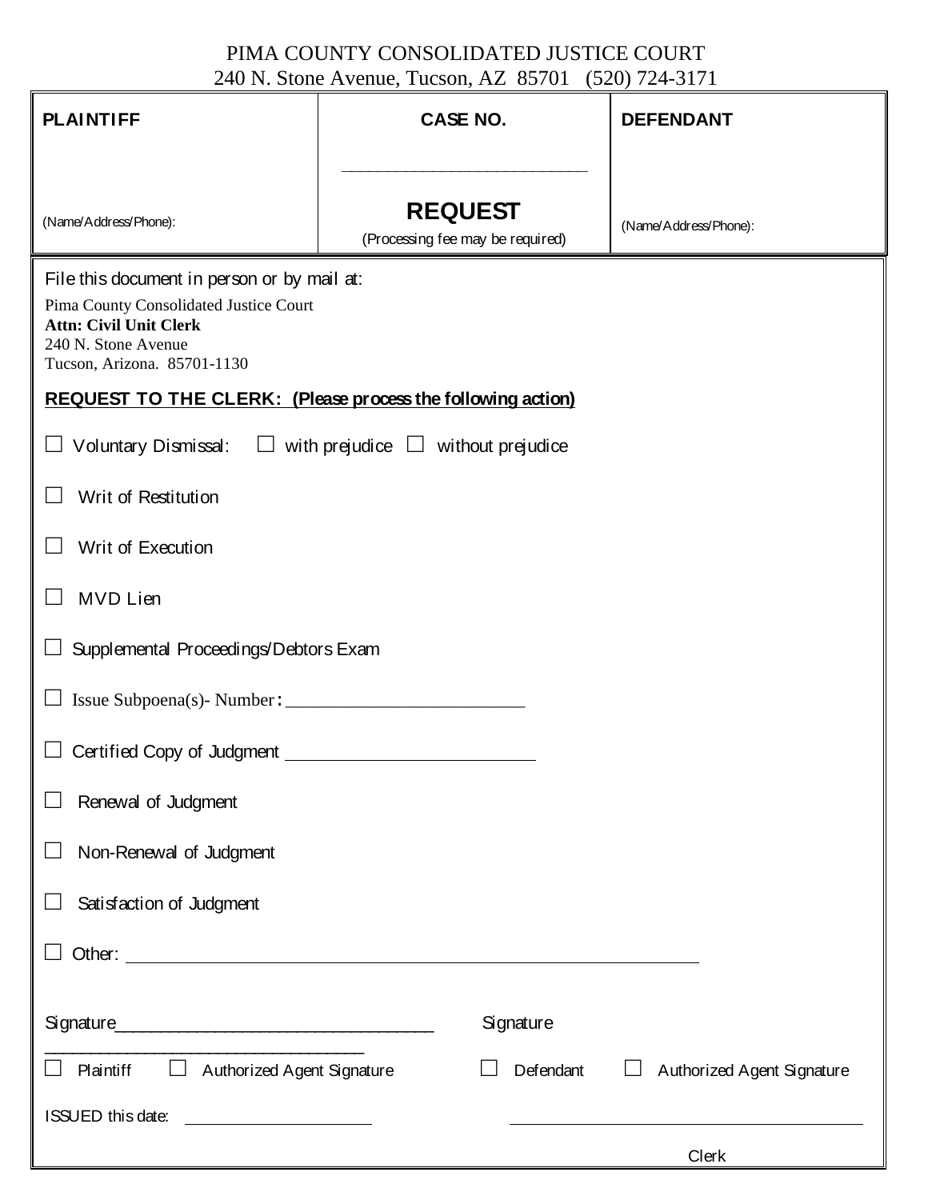PIMA COUNTY CONSOLIDATED JUSTICE COURT
240 N. Stone Avenue, Tucson, AZ 85701 (520) 724-3171

| **PLAINTIFF** | **CASE NO.** | **DEFENDANT** |
|---|---|---|
| (Name/Address/Phone): | ______________________ **REQUEST** (Processing fee may be required) | (Name/Address/Phone): |

File this document in person or by mail at:

Pima County Consolidated Justice Court
**Attn: Civil Unit Clerk**
240 N. Stone Avenue
Tucson, Arizona. 85701-1130

**REQUEST TO THE CLERK: (Please process the following action)**

☐ Voluntary Dismissal: ☐ with prejudice ☐ without prejudice

☐ Writ of Restitution

☐ Writ of Execution

☐ MVD Lien

☐ Supplemental Proceedings/Debtors Exam

☐ Issue Subpoena(s)- Number: ______________________

☐ Certified Copy of Judgment ______________________

☐ Renewal of Judgment

☐ Non-Renewal of Judgment

☐ Satisfaction of Judgment

☐ Other: ______________________________________________

Signature______________________________ Signature ______________________________

☐ Plaintiff ☐ Authorized Agent Signature ☐ Defendant ☐ Authorized Agent Signature

ISSUED this date: ____________________ ______________________________

Clerk